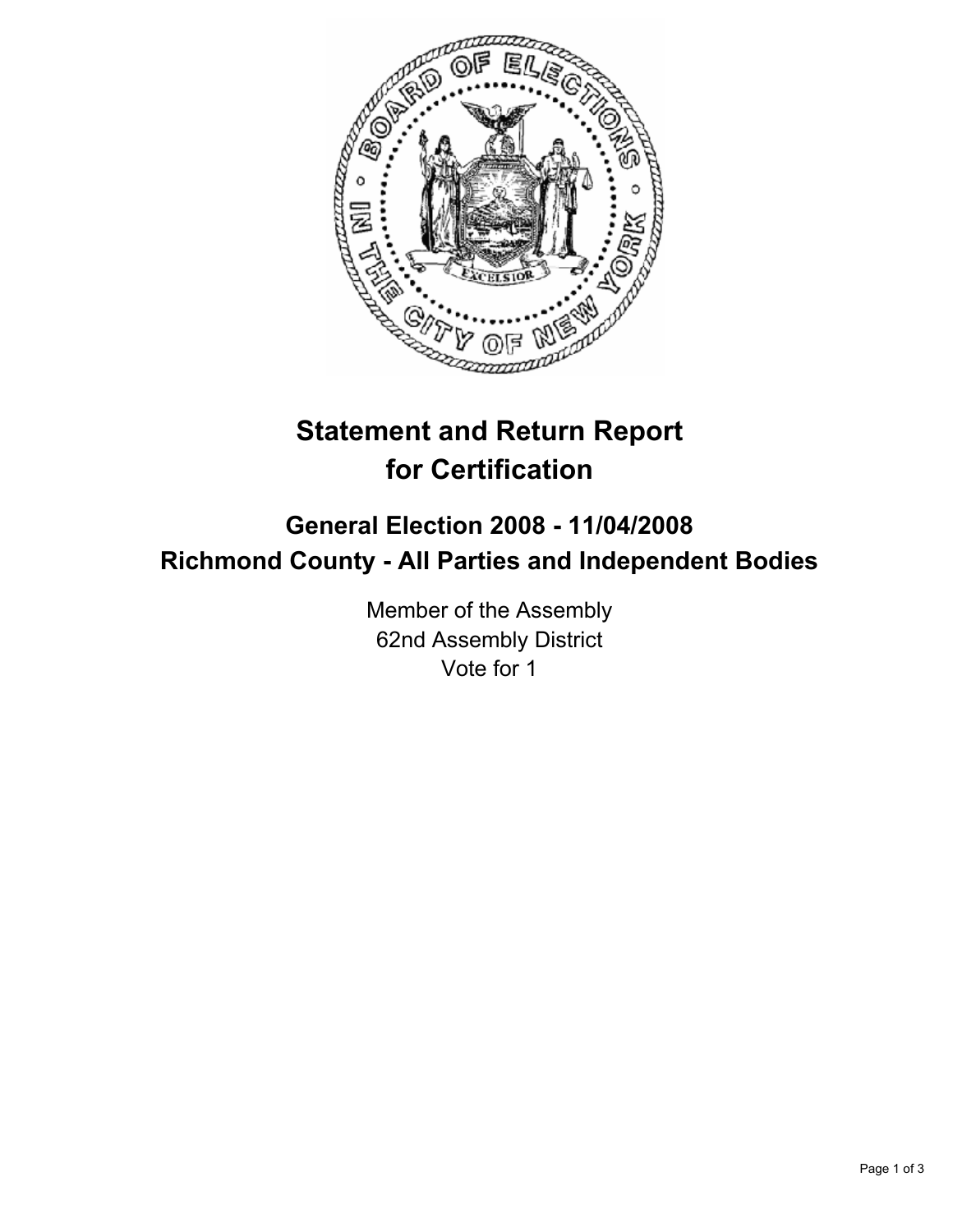# Statement and Return Report for Certification

## General Election 2008 - 11/04/2008
## Richmond County - All Parties and Independent Bodies

Member of the Assembly
62nd Assembly District
Vote for 1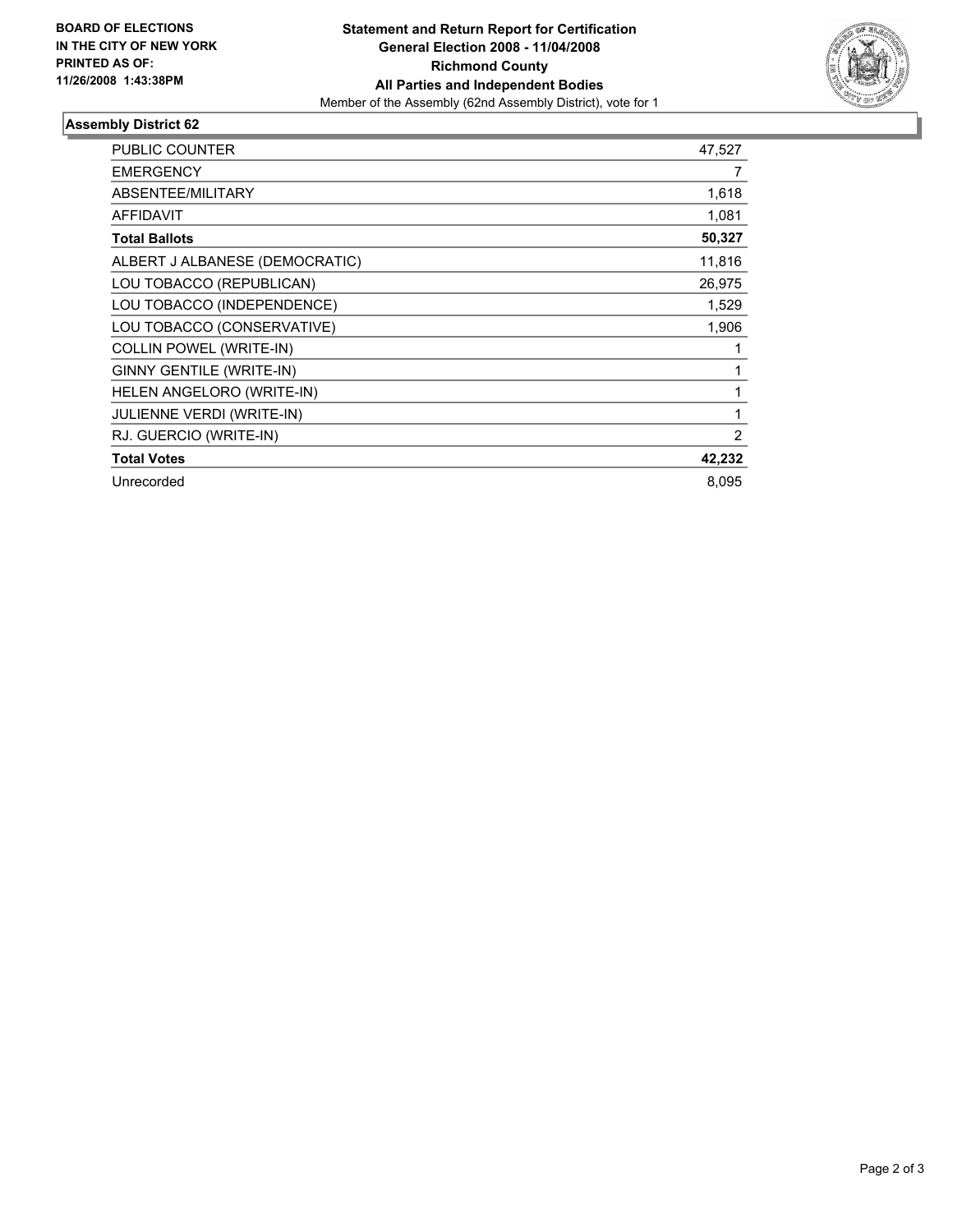**BOARD OF ELECTIONS IN THE CITY OF NEW YORK PRINTED AS OF: 11/26/2008 1:43:38PM**

**Statement and Return Report for Certification**
**General Election 2008 - 11/04/2008**
**Richmond County**
**All Parties and Independent Bodies**
Member of the Assembly (62nd Assembly District), vote for 1

## Assembly District 62

| | |
|---|---|
| PUBLIC COUNTER | 47,527 |
| EMERGENCY | 7 |
| ABSENTEE/MILITARY | 1,618 |
| AFFIDAVIT | 1,081 |
| **Total Ballots** | **50,327** |
| ALBERT J ALBANESE (DEMOCRATIC) | 11,816 |
| LOU TOBACCO (REPUBLICAN) | 26,975 |
| LOU TOBACCO (INDEPENDENCE) | 1,529 |
| LOU TOBACCO (CONSERVATIVE) | 1,906 |
| COLLIN POWEL (WRITE-IN) | 1 |
| GINNY GENTILE (WRITE-IN) | 1 |
| HELEN ANGELORO (WRITE-IN) | 1 |
| JULIENNE VERDI (WRITE-IN) | 1 |
| RJ. GUERCIO (WRITE-IN) | 2 |
| **Total Votes** | **42,232** |
| Unrecorded | 8,095 |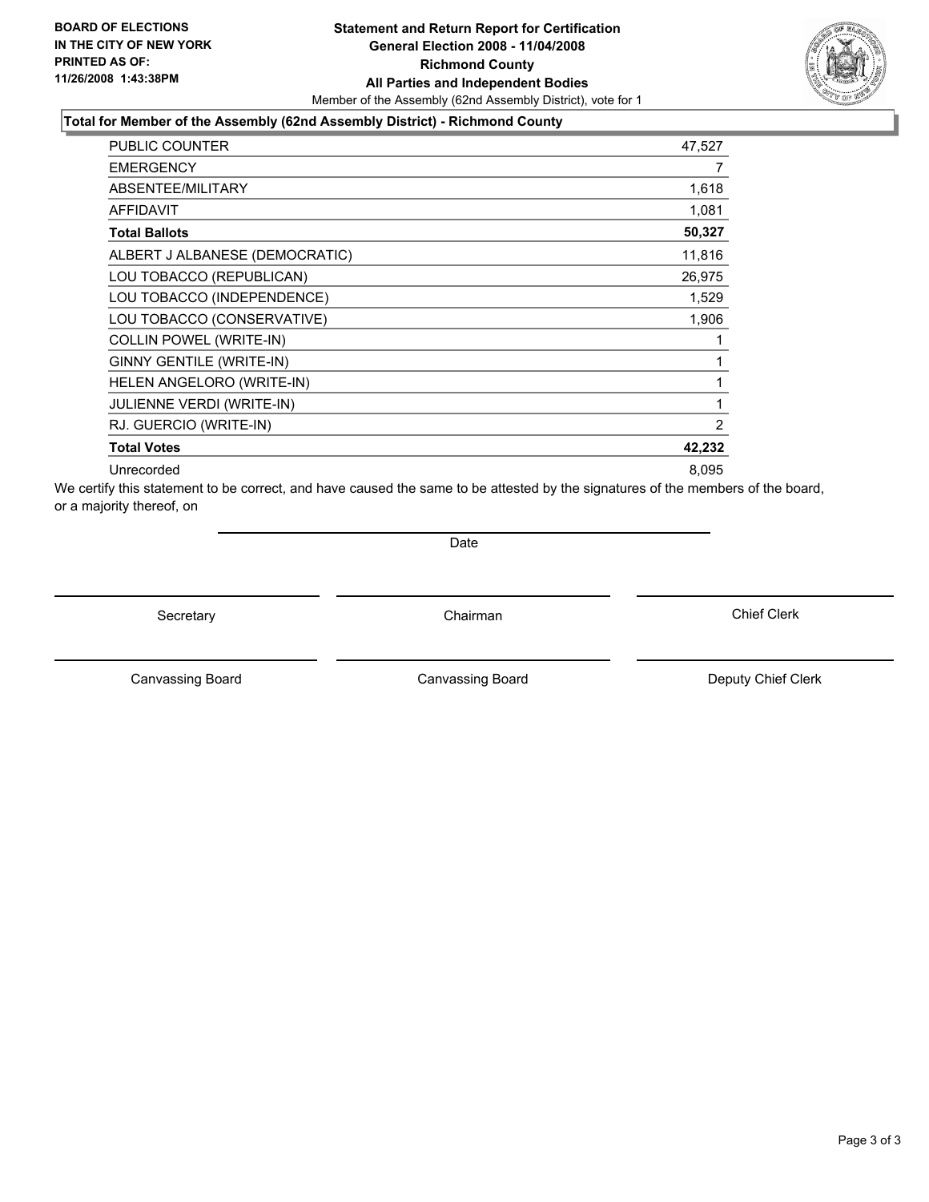**BOARD OF ELECTIONS IN THE CITY OF NEW YORK PRINTED AS OF: 11/26/2008 1:43:38PM**

**Statement and Return Report for Certification**
**General Election 2008 - 11/04/2008**
**Richmond County**
**All Parties and Independent Bodies**
Member of the Assembly (62nd Assembly District), vote for 1

**Total for Member of the Assembly (62nd Assembly District) - Richmond County**

| | |
|---|---|
| PUBLIC COUNTER | 47,527 |
| EMERGENCY | 7 |
| ABSENTEE/MILITARY | 1,618 |
| AFFIDAVIT | 1,081 |
| **Total Ballots** | **50,327** |
| ALBERT J ALBANESE (DEMOCRATIC) | 11,816 |
| LOU TOBACCO (REPUBLICAN) | 26,975 |
| LOU TOBACCO (INDEPENDENCE) | 1,529 |
| LOU TOBACCO (CONSERVATIVE) | 1,906 |
| COLLIN POWEL (WRITE-IN) | 1 |
| GINNY GENTILE (WRITE-IN) | 1 |
| HELEN ANGELORO (WRITE-IN) | 1 |
| JULIENNE VERDI (WRITE-IN) | 1 |
| RJ. GUERCIO (WRITE-IN) | 2 |
| **Total Votes** | **42,232** |
| Unrecorded | 8,095 |

We certify this statement to be correct, and have caused the same to be attested by the signatures of the members of the board, or a majority thereof, on

Date

Secretary

Chairman

Chief Clerk

Canvassing Board

Canvassing Board

Deputy Chief Clerk